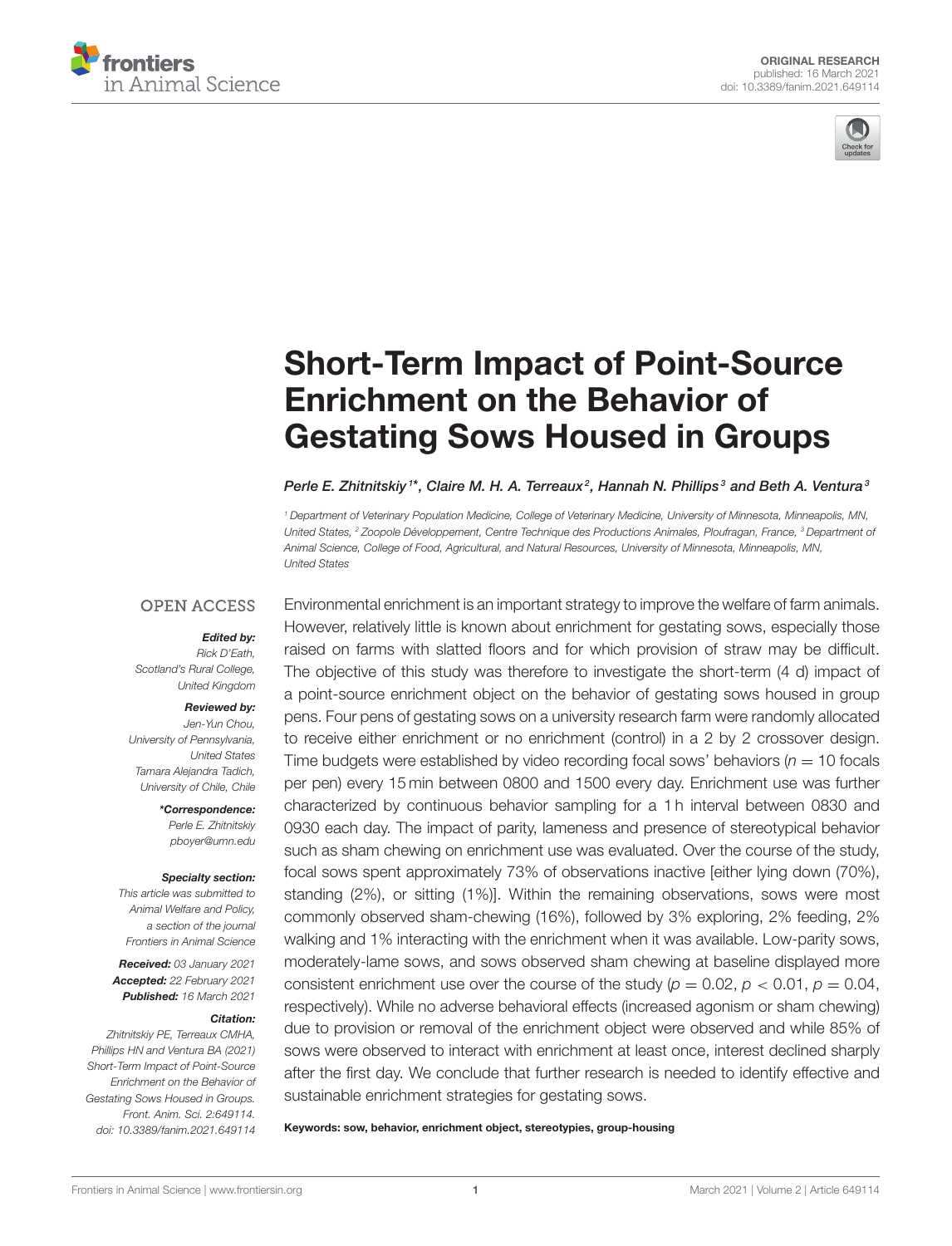ORIGINAL RESEARCH
published: 16 March 2021
doi: 10.3389/fanim.2021.649114

# Short-Term Impact of Point-Source Enrichment on the Behavior of Gestating Sows Housed in Groups

*Perle E. Zhitnitskiy[1]\*, Claire M. H. A. Terreaux[2], Hannah N. Phillips[3] and Beth A. Ventura[3]*

[1] Department of Veterinary Population Medicine, College of Veterinary Medicine, University of Minnesota, Minneapolis, MN, United States, [2] Zoopole Développement, Centre Technique des Productions Animales, Ploufragan, France, [3] Department of Animal Science, College of Food, Agricultural, and Natural Resources, University of Minnesota, Minneapolis, MN, United States

OPEN ACCESS

***Edited by:***
*Rick D'Eath,*
*Scotland's Rural College,*
*United Kingdom*

***Reviewed by:***
*Jen-Yun Chou,*
*University of Pennsylvania,*
*United States*
*Tamara Alejandra Tadich,*
*University of Chile, Chile*

***\*Correspondence:***
*Perle E. Zhitnitskiy*
*pboyer@umn.edu*

***Specialty section:***
*This article was submitted to Animal Welfare and Policy, a section of the journal Frontiers in Animal Science*

***Received:*** *03 January 2021*
***Accepted:*** *22 February 2021*
***Published:*** *16 March 2021*

***Citation:***
*Zhitnitskiy PE, Terreaux CMHA, Phillips HN and Ventura BA (2021) Short-Term Impact of Point-Source Enrichment on the Behavior of Gestating Sows Housed in Groups. Front. Anim. Sci. 2:649114. doi: 10.3389/fanim.2021.649114*

Environmental enrichment is an important strategy to improve the welfare of farm animals. However, relatively little is known about enrichment for gestating sows, especially those raised on farms with slatted floors and for which provision of straw may be difficult. The objective of this study was therefore to investigate the short-term (4 d) impact of a point-source enrichment object on the behavior of gestating sows housed in group pens. Four pens of gestating sows on a university research farm were randomly allocated to receive either enrichment or no enrichment (control) in a 2 by 2 crossover design. Time budgets were established by video recording focal sows' behaviors ($n = 10$ focals per pen) every 15 min between 0800 and 1500 every day. Enrichment use was further characterized by continuous behavior sampling for a 1 h interval between 0830 and 0930 each day. The impact of parity, lameness and presence of stereotypical behavior such as sham chewing on enrichment use was evaluated. Over the course of the study, focal sows spent approximately 73% of observations inactive [either lying down (70%), standing (2%), or sitting (1%)]. Within the remaining observations, sows were most commonly observed sham-chewing (16%), followed by 3% exploring, 2% feeding, 2% walking and 1% interacting with the enrichment when it was available. Low-parity sows, moderately-lame sows, and sows observed sham chewing at baseline displayed more consistent enrichment use over the course of the study ($p = 0.02$, $p < 0.01$, $p = 0.04$, respectively). While no adverse behavioral effects (increased agonism or sham chewing) due to provision or removal of the enrichment object were observed and while 85% of sows were observed to interact with enrichment at least once, interest declined sharply after the first day. We conclude that further research is needed to identify effective and sustainable enrichment strategies for gestating sows.

**Keywords: sow, behavior, enrichment object, stereotypies, group-housing**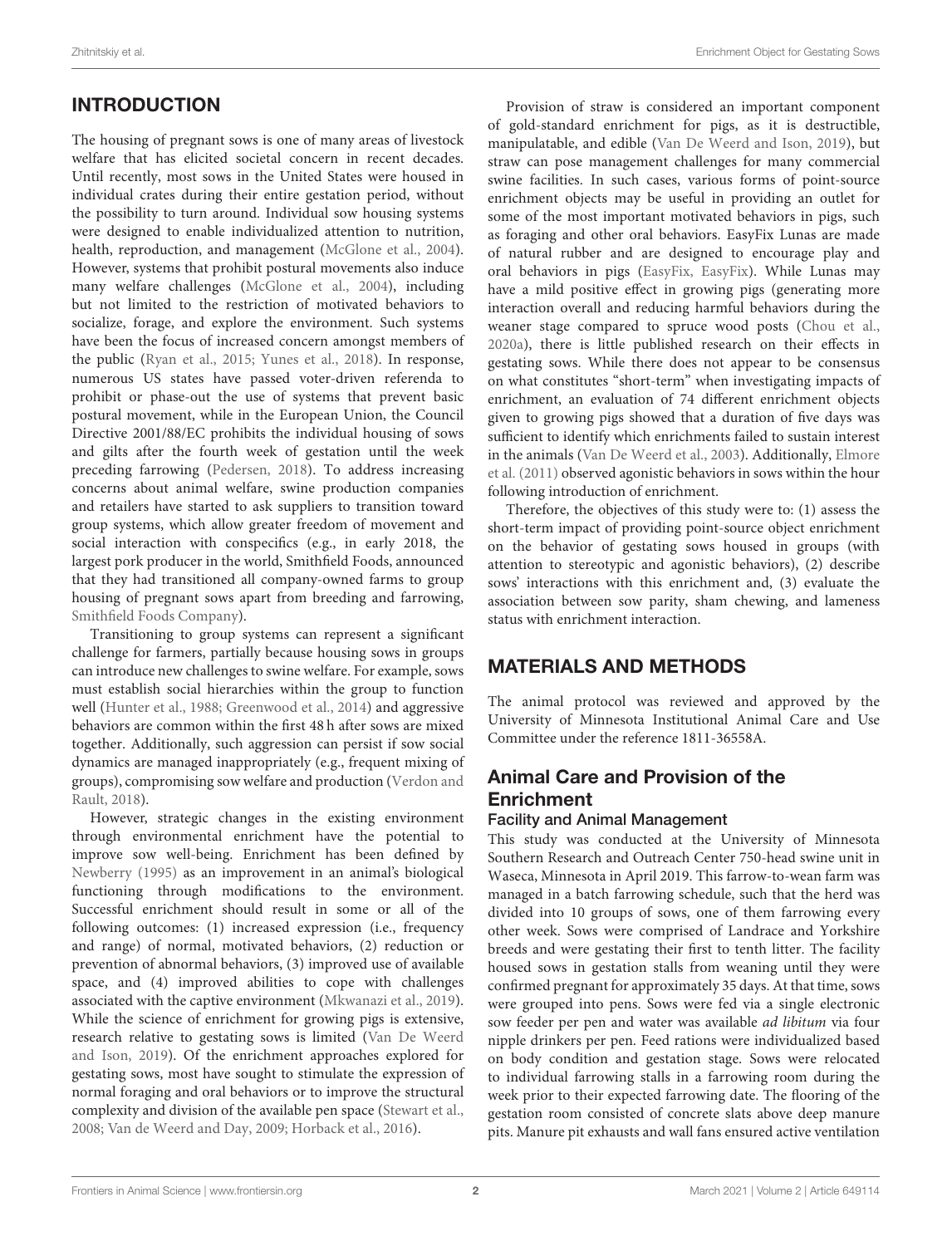## INTRODUCTION

The housing of pregnant sows is one of many areas of livestock welfare that has elicited societal concern in recent decades. Until recently, most sows in the United States were housed in individual crates during their entire gestation period, without the possibility to turn around. Individual sow housing systems were designed to enable individualized attention to nutrition, health, reproduction, and management (McGlone et al., 2004). However, systems that prohibit postural movements also induce many welfare challenges (McGlone et al., 2004), including but not limited to the restriction of motivated behaviors to socialize, forage, and explore the environment. Such systems have been the focus of increased concern amongst members of the public (Ryan et al., 2015; Yunes et al., 2018). In response, numerous US states have passed voter-driven referenda to prohibit or phase-out the use of systems that prevent basic postural movement, while in the European Union, the Council Directive 2001/88/EC prohibits the individual housing of sows and gilts after the fourth week of gestation until the week preceding farrowing (Pedersen, 2018). To address increasing concerns about animal welfare, swine production companies and retailers have started to ask suppliers to transition toward group systems, which allow greater freedom of movement and social interaction with conspecifics (e.g., in early 2018, the largest pork producer in the world, Smithfield Foods, announced that they had transitioned all company-owned farms to group housing of pregnant sows apart from breeding and farrowing, Smithfield Foods Company).

Transitioning to group systems can represent a significant challenge for farmers, partially because housing sows in groups can introduce new challenges to swine welfare. For example, sows must establish social hierarchies within the group to function well (Hunter et al., 1988; Greenwood et al., 2014) and aggressive behaviors are common within the first 48 h after sows are mixed together. Additionally, such aggression can persist if sow social dynamics are managed inappropriately (e.g., frequent mixing of groups), compromising sow welfare and production (Verdon and Rault, 2018).

However, strategic changes in the existing environment through environmental enrichment have the potential to improve sow well-being. Enrichment has been defined by Newberry (1995) as an improvement in an animal's biological functioning through modifications to the environment. Successful enrichment should result in some or all of the following outcomes: (1) increased expression (i.e., frequency and range) of normal, motivated behaviors, (2) reduction or prevention of abnormal behaviors, (3) improved use of available space, and (4) improved abilities to cope with challenges associated with the captive environment (Mkwanazi et al., 2019). While the science of enrichment for growing pigs is extensive, research relative to gestating sows is limited (Van De Weerd and Ison, 2019). Of the enrichment approaches explored for gestating sows, most have sought to stimulate the expression of normal foraging and oral behaviors or to improve the structural complexity and division of the available pen space (Stewart et al., 2008; Van de Weerd and Day, 2009; Horback et al., 2016).

Provision of straw is considered an important component of gold-standard enrichment for pigs, as it is destructible, manipulatable, and edible (Van De Weerd and Ison, 2019), but straw can pose management challenges for many commercial swine facilities. In such cases, various forms of point-source enrichment objects may be useful in providing an outlet for some of the most important motivated behaviors in pigs, such as foraging and other oral behaviors. EasyFix Lunas are made of natural rubber and are designed to encourage play and oral behaviors in pigs (EasyFix, EasyFix). While Lunas may have a mild positive effect in growing pigs (generating more interaction overall and reducing harmful behaviors during the weaner stage compared to spruce wood posts (Chou et al., 2020a), there is little published research on their effects in gestating sows. While there does not appear to be consensus on what constitutes "short-term" when investigating impacts of enrichment, an evaluation of 74 different enrichment objects given to growing pigs showed that a duration of five days was sufficient to identify which enrichments failed to sustain interest in the animals (Van De Weerd et al., 2003). Additionally, Elmore et al. (2011) observed agonistic behaviors in sows within the hour following introduction of enrichment.

Therefore, the objectives of this study were to: (1) assess the short-term impact of providing point-source object enrichment on the behavior of gestating sows housed in groups (with attention to stereotypic and agonistic behaviors), (2) describe sows' interactions with this enrichment and, (3) evaluate the association between sow parity, sham chewing, and lameness status with enrichment interaction.

## MATERIALS AND METHODS

The animal protocol was reviewed and approved by the University of Minnesota Institutional Animal Care and Use Committee under the reference 1811-36558A.

### Animal Care and Provision of the Enrichment

#### Facility and Animal Management

This study was conducted at the University of Minnesota Southern Research and Outreach Center 750-head swine unit in Waseca, Minnesota in April 2019. This farrow-to-wean farm was managed in a batch farrowing schedule, such that the herd was divided into 10 groups of sows, one of them farrowing every other week. Sows were comprised of Landrace and Yorkshire breeds and were gestating their first to tenth litter. The facility housed sows in gestation stalls from weaning until they were confirmed pregnant for approximately 35 days. At that time, sows were grouped into pens. Sows were fed via a single electronic sow feeder per pen and water was available *ad libitum* via four nipple drinkers per pen. Feed rations were individualized based on body condition and gestation stage. Sows were relocated to individual farrowing stalls in a farrowing room during the week prior to their expected farrowing date. The flooring of the gestation room consisted of concrete slats above deep manure pits. Manure pit exhausts and wall fans ensured active ventilation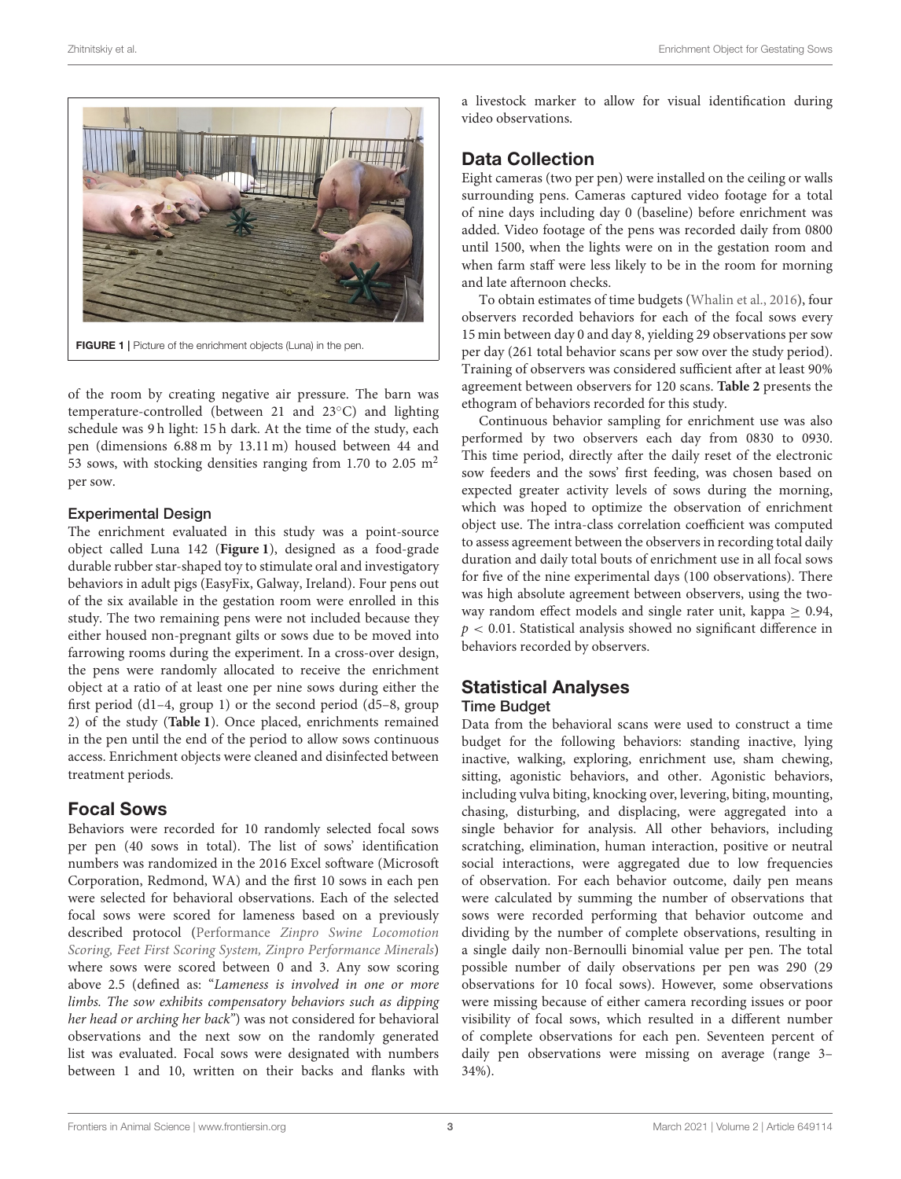FIGURE 1 | Picture of the enrichment objects (Luna) in the pen.

of the room by creating negative air pressure. The barn was temperature-controlled (between 21 and 23°C) and lighting schedule was 9 h light: 15 h dark. At the time of the study, each pen (dimensions 6.88 m by 13.11 m) housed between 44 and 53 sows, with stocking densities ranging from 1.70 to 2.05 m$^2$ per sow.

### Experimental Design

The enrichment evaluated in this study was a point-source object called Luna 142 (**Figure 1**), designed as a food-grade durable rubber star-shaped toy to stimulate oral and investigatory behaviors in adult pigs (EasyFix, Galway, Ireland). Four pens out of the six available in the gestation room were enrolled in this study. The two remaining pens were not included because they either housed non-pregnant gilts or sows due to be moved into farrowing rooms during the experiment. In a cross-over design, the pens were randomly allocated to receive the enrichment object at a ratio of at least one per nine sows during either the first period (d1–4, group 1) or the second period (d5–8, group 2) of the study (**Table 1**). Once placed, enrichments remained in the pen until the end of the period to allow sows continuous access. Enrichment objects were cleaned and disinfected between treatment periods.

## Focal Sows

Behaviors were recorded for 10 randomly selected focal sows per pen (40 sows in total). The list of sows' identification numbers was randomized in the 2016 Excel software (Microsoft Corporation, Redmond, WA) and the first 10 sows in each pen were selected for behavioral observations. Each of the selected focal sows were scored for lameness based on a previously described protocol (Performance *Zinpro Swine Locomotion Scoring, Feet First Scoring System, Zinpro Performance Minerals*) where sows were scored between 0 and 3. Any sow scoring above 2.5 (defined as: "*Lameness is involved in one or more limbs. The sow exhibits compensatory behaviors such as dipping her head or arching her back*") was not considered for behavioral observations and the next sow on the randomly generated list was evaluated. Focal sows were designated with numbers between 1 and 10, written on their backs and flanks with a livestock marker to allow for visual identification during video observations.

## Data Collection

Eight cameras (two per pen) were installed on the ceiling or walls surrounding pens. Cameras captured video footage for a total of nine days including day 0 (baseline) before enrichment was added. Video footage of the pens was recorded daily from 0800 until 1500, when the lights were on in the gestation room and when farm staff were less likely to be in the room for morning and late afternoon checks.

To obtain estimates of time budgets (Whalin et al., 2016), four observers recorded behaviors for each of the focal sows every 15 min between day 0 and day 8, yielding 29 observations per sow per day (261 total behavior scans per sow over the study period). Training of observers was considered sufficient after at least 90% agreement between observers for 120 scans. **Table 2** presents the ethogram of behaviors recorded for this study.

Continuous behavior sampling for enrichment use was also performed by two observers each day from 0830 to 0930. This time period, directly after the daily reset of the electronic sow feeders and the sows' first feeding, was chosen based on expected greater activity levels of sows during the morning, which was hoped to optimize the observation of enrichment object use. The intra-class correlation coefficient was computed to assess agreement between the observers in recording total daily duration and daily total bouts of enrichment use in all focal sows for five of the nine experimental days (100 observations). There was high absolute agreement between observers, using the two-way random effect models and single rater unit, kappa $\geq$ 0.94, $p < 0.01$. Statistical analysis showed no significant difference in behaviors recorded by observers.

## Statistical Analyses

### Time Budget

Data from the behavioral scans were used to construct a time budget for the following behaviors: standing inactive, lying inactive, walking, exploring, enrichment use, sham chewing, sitting, agonistic behaviors, and other. Agonistic behaviors, including vulva biting, knocking over, levering, biting, mounting, chasing, disturbing, and displacing, were aggregated into a single behavior for analysis. All other behaviors, including scratching, elimination, human interaction, positive or neutral social interactions, were aggregated due to low frequencies of observation. For each behavior outcome, daily pen means were calculated by summing the number of observations that sows were recorded performing that behavior outcome and dividing by the number of complete observations, resulting in a single daily non-Bernoulli binomial value per pen. The total possible number of daily observations per pen was 290 (29 observations for 10 focal sows). However, some observations were missing because of either camera recording issues or poor visibility of focal sows, which resulted in a different number of complete observations for each pen. Seventeen percent of daily pen observations were missing on average (range 3–34%).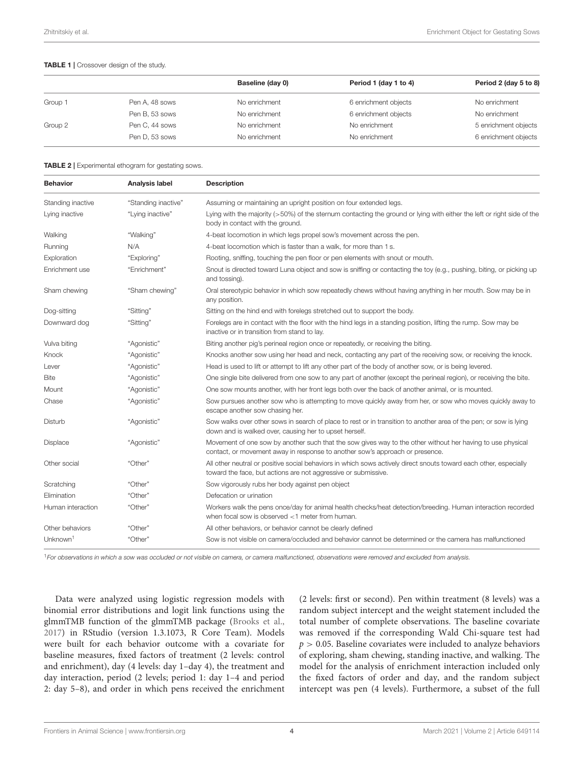**TABLE 1 |** Crossover design of the study.

| | | Baseline (day 0) | Period 1 (day 1 to 4) | Period 2 (day 5 to 8) |
|---|---|---|---|---|
| Group 1 | Pen A, 48 sows | No enrichment | 6 enrichment objects | No enrichment |
| | Pen B, 53 sows | No enrichment | 6 enrichment objects | No enrichment |
| Group 2 | Pen C, 44 sows | No enrichment | No enrichment | 5 enrichment objects |
| | Pen D, 53 sows | No enrichment | No enrichment | 6 enrichment objects |

**TABLE 2 |** Experimental ethogram for gestating sows.

| Behavior | Analysis label | Description |
|---|---|---|
| Standing inactive | "Standing inactive" | Assuming or maintaining an upright position on four extended legs. |
| Lying inactive | "Lying inactive" | Lying with the majority (>50%) of the sternum contacting the ground or lying with either the left or right side of the body in contact with the ground. |
| Walking | "Walking" | 4-beat locomotion in which legs propel sow's movement across the pen. |
| Running | N/A | 4-beat locomotion which is faster than a walk, for more than 1 s. |
| Exploration | "Exploring" | Rooting, sniffing, touching the pen floor or pen elements with snout or mouth. |
| Enrichment use | "Enrichment" | Snout is directed toward Luna object and sow is sniffing or contacting the toy (e.g., pushing, biting, or picking up and tossing). |
| Sham chewing | "Sham chewing" | Oral stereotypic behavior in which sow repeatedly chews without having anything in her mouth. Sow may be in any position. |
| Dog-sitting | "Sitting" | Sitting on the hind end with forelegs stretched out to support the body. |
| Downward dog | "Sitting" | Forelegs are in contact with the floor with the hind legs in a standing position, lifting the rump. Sow may be inactive or in transition from stand to lay. |
| Vulva biting | "Agonistic" | Biting another pig's perineal region once or repeatedly, or receiving the biting. |
| Knock | "Agonistic" | Knocks another sow using her head and neck, contacting any part of the receiving sow, or receiving the knock. |
| Lever | "Agonistic" | Head is used to lift or attempt to lift any other part of the body of another sow, or is being levered. |
| Bite | "Agonistic" | One single bite delivered from one sow to any part of another (except the perineal region), or receiving the bite. |
| Mount | "Agonistic" | One sow mounts another, with her front legs both over the back of another animal, or is mounted. |
| Chase | "Agonistic" | Sow pursues another sow who is attempting to move quickly away from her, or sow who moves quickly away to escape another sow chasing her. |
| Disturb | "Agonistic" | Sow walks over other sows in search of place to rest or in transition to another area of the pen; or sow is lying down and is walked over, causing her to upset herself. |
| Displace | "Agonistic" | Movement of one sow by another such that the sow gives way to the other without her having to use physical contact, or movement away in response to another sow's approach or presence. |
| Other social | "Other" | All other neutral or positive social behaviors in which sows actively direct snouts toward each other, especially toward the face, but actions are not aggressive or submissive. |
| Scratching | "Other" | Sow vigorously rubs her body against pen object |
| Elimination | "Other" | Defecation or urination |
| Human interaction | "Other" | Workers walk the pens once/day for animal health checks/heat detection/breeding. Human interaction recorded when focal sow is observed <1 meter from human. |
| Other behaviors | "Other" | All other behaviors, or behavior cannot be clearly defined |
| Unknown[1] | "Other" | Sow is not visible on camera/occluded and behavior cannot be determined or the camera has malfunctioned |

[1]*For observations in which a sow was occluded or not visible on camera, or camera malfunctioned, observations were removed and excluded from analysis.*

Data were analyzed using logistic regression models with binomial error distributions and logit link functions using the glmmTMB function of the glmmTMB package (Brooks et al., 2017) in RStudio (version 1.3.1073, R Core Team). Models were built for each behavior outcome with a covariate for baseline measures, fixed factors of treatment (2 levels: control and enrichment), day (4 levels: day 1–day 4), the treatment and day interaction, period (2 levels; period 1: day 1–4 and period 2: day 5–8), and order in which pens received the enrichment (2 levels: first or second). Pen within treatment (8 levels) was a random subject intercept and the weight statement included the total number of complete observations. The baseline covariate was removed if the corresponding Wald Chi-square test had $p > 0.05$. Baseline covariates were included to analyze behaviors of exploring, sham chewing, standing inactive, and walking. The model for the analysis of enrichment interaction included only the fixed factors of order and day, and the random subject intercept was pen (4 levels). Furthermore, a subset of the full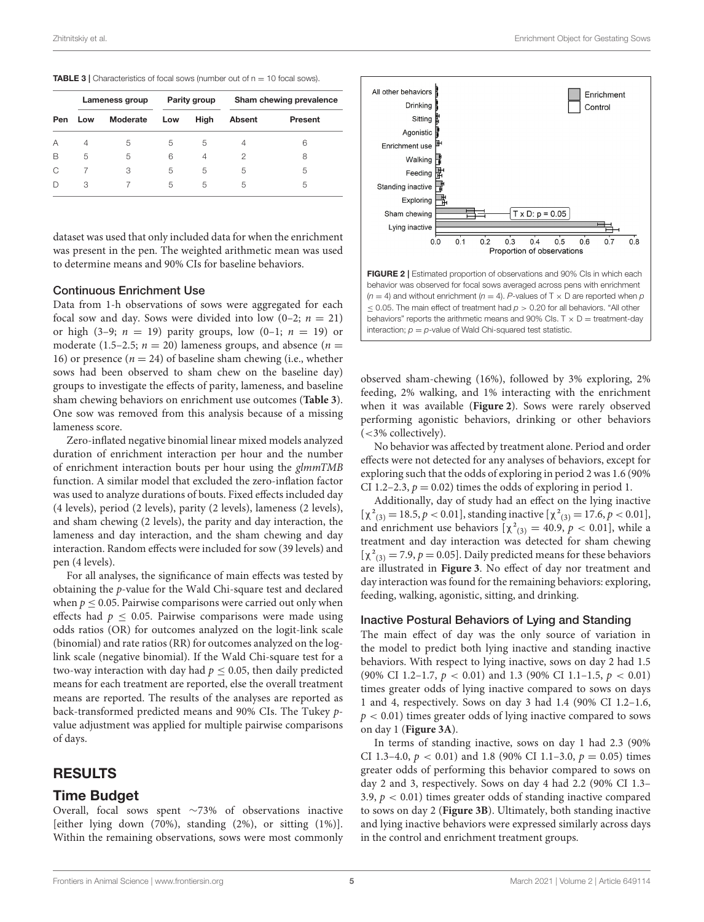**TABLE 3 |** Characteristics of focal sows (number out of n = 10 focal sows).

| | Lameness group | | Parity group | | Sham chewing prevalence | |
|---|---|---|---|---|---|---|
| Pen | Low | Moderate | Low | High | Absent | Present |
| A | 4 | 5 | 5 | 5 | 4 | 6 |
| B | 5 | 5 | 6 | 4 | 2 | 8 |
| C | 7 | 3 | 5 | 5 | 5 | 5 |
| D | 3 | 7 | 5 | 5 | 5 | 5 |

dataset was used that only included data for when the enrichment was present in the pen. The weighted arithmetic mean was used to determine means and 90% CIs for baseline behaviors.

### Continuous Enrichment Use

Data from 1-h observations of sows were aggregated for each focal sow and day. Sows were divided into low (0–2; $n = 21$) or high (3–9; $n = 19$) parity groups, low (0–1; $n = 19$) or moderate (1.5–2.5; $n = 20$) lameness groups, and absence ($n = 16$) or presence ($n = 24$) of baseline sham chewing (i.e., whether sows had been observed to sham chew on the baseline day) groups to investigate the effects of parity, lameness, and baseline sham chewing behaviors on enrichment use outcomes (**Table 3**). One sow was removed from this analysis because of a missing lameness score.

Zero-inflated negative binomial linear mixed models analyzed duration of enrichment interaction per hour and the number of enrichment interaction bouts per hour using the *glmmTMB* function. A similar model that excluded the zero-inflation factor was used to analyze durations of bouts. Fixed effects included day (4 levels), period (2 levels), parity (2 levels), lameness (2 levels), and sham chewing (2 levels), the parity and day interaction, the lameness and day interaction, and the sham chewing and day interaction. Random effects were included for sow (39 levels) and pen (4 levels).

For all analyses, the significance of main effects was tested by obtaining the *p*-value for the Wald Chi-square test and declared when $p \leq 0.05$. Pairwise comparisons were carried out only when effects had $p \leq 0.05$. Pairwise comparisons were made using odds ratios (OR) for outcomes analyzed on the logit-link scale (binomial) and rate ratios (RR) for outcomes analyzed on the log-link scale (negative binomial). If the Wald Chi-square test for a two-way interaction with day had $p \leq 0.05$, then daily predicted means for each treatment are reported, else the overall treatment means are reported. The results of the analyses are reported as back-transformed predicted means and 90% CIs. The Tukey *p*-value adjustment was applied for multiple pairwise comparisons of days.

## RESULTS

### Time Budget

Overall, focal sows spent ∼73% of observations inactive [either lying down (70%), standing (2%), or sitting (1%)]. Within the remaining observations, sows were most commonly observed sham-chewing (16%), followed by 3% exploring, 2% feeding, 2% walking, and 1% interacting with the enrichment when it was available (**Figure 2**). Sows were rarely observed performing agonistic behaviors, drinking or other behaviors (<3% collectively).

**FIGURE 2 |** Estimated proportion of observations and 90% CIs in which each behavior was observed for focal sows averaged across pens with enrichment ($n = 4$) and without enrichment ($n = 4$). *P*-values of T × D are reported when $p \leq 0.05$. The main effect of treatment had $p > 0.20$ for all behaviors. "All other behaviors" reports the arithmetic means and 90% CIs. T × D = treatment-day interaction; $p$ = *p*-value of Wald Chi-squared test statistic.

No behavior was affected by treatment alone. Period and order effects were not detected for any analyses of behaviors, except for exploring such that the odds of exploring in period 2 was 1.6 (90% CI 1.2–2.3, $p = 0.02$) times the odds of exploring in period 1.

Additionally, day of study had an effect on the lying inactive [$\chi^2_{(3)} = 18.5, p < 0.01$], standing inactive [$\chi^2_{(3)} = 17.6, p < 0.01$], and enrichment use behaviors [$\chi^2_{(3)} = 40.9, p < 0.01$], while a treatment and day interaction was detected for sham chewing [$\chi^2_{(3)} = 7.9, p = 0.05$]. Daily predicted means for these behaviors are illustrated in **Figure 3**. No effect of day nor treatment and day interaction was found for the remaining behaviors: exploring, feeding, walking, agonistic, sitting, and drinking.

### Inactive Postural Behaviors of Lying and Standing

The main effect of day was the only source of variation in the model to predict both lying inactive and standing inactive behaviors. With respect to lying inactive, sows on day 2 had 1.5 (90% CI 1.2–1.7, $p < 0.01$) and 1.3 (90% CI 1.1–1.5, $p < 0.01$) times greater odds of lying inactive compared to sows on days 1 and 4, respectively. Sows on day 3 had 1.4 (90% CI 1.2–1.6, $p < 0.01$) times greater odds of lying inactive compared to sows on day 1 (**Figure 3A**).

In terms of standing inactive, sows on day 1 had 2.3 (90% CI 1.3–4.0, $p < 0.01$) and 1.8 (90% CI 1.1–3.0, $p = 0.05$) times greater odds of performing this behavior compared to sows on day 2 and 3, respectively. Sows on day 4 had 2.2 (90% CI 1.3–3.9, $p < 0.01$) times greater odds of standing inactive compared to sows on day 2 (**Figure 3B**). Ultimately, both standing inactive and lying inactive behaviors were expressed similarly across days in the control and enrichment treatment groups.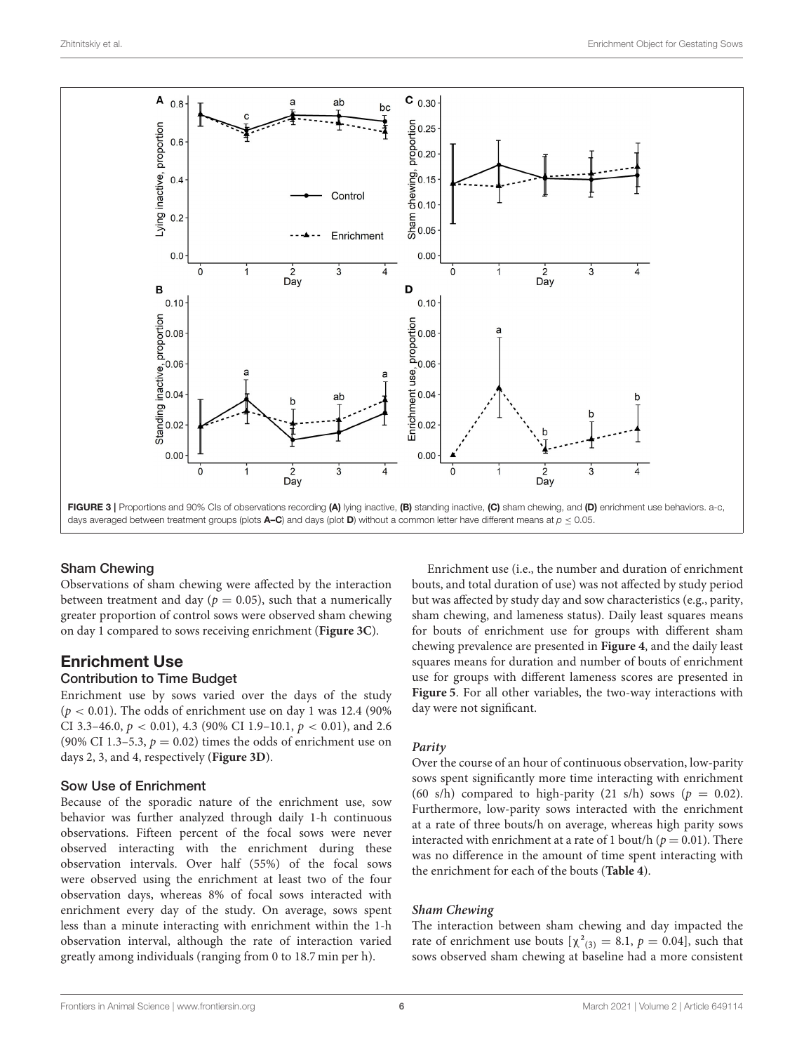FIGURE 3 | Proportions and 90% CIs of observations recording **(A)** lying inactive, **(B)** standing inactive, **(C)** sham chewing, and **(D)** enrichment use behaviors. a-c, days averaged between treatment groups (plots **A–C**) and days (plot **D**) without a common letter have different means at $p \leq 0.05$.

### Sham Chewing

Observations of sham chewing were affected by the interaction between treatment and day ($p = 0.05$), such that a numerically greater proportion of control sows were observed sham chewing on day 1 compared to sows receiving enrichment (**Figure 3C**).

## Enrichment Use

### Contribution to Time Budget

Enrichment use by sows varied over the days of the study ($p < 0.01$). The odds of enrichment use on day 1 was 12.4 (90% CI 3.3–46.0, $p < 0.01$), 4.3 (90% CI 1.9–10.1, $p < 0.01$), and 2.6 (90% CI 1.3–5.3, $p = 0.02$) times the odds of enrichment use on days 2, 3, and 4, respectively (**Figure 3D**).

### Sow Use of Enrichment

Because of the sporadic nature of the enrichment use, sow behavior was further analyzed through daily 1-h continuous observations. Fifteen percent of the focal sows were never observed interacting with the enrichment during these observation intervals. Over half (55%) of the focal sows were observed using the enrichment at least two of the four observation days, whereas 8% of focal sows interacted with enrichment every day of the study. On average, sows spent less than a minute interacting with enrichment within the 1-h observation interval, although the rate of interaction varied greatly among individuals (ranging from 0 to 18.7 min per h).

Enrichment use (i.e., the number and duration of enrichment bouts, and total duration of use) was not affected by study period but was affected by study day and sow characteristics (e.g., parity, sham chewing, and lameness status). Daily least squares means for bouts of enrichment use for groups with different sham chewing prevalence are presented in **Figure 4**, and the daily least squares means for duration and number of bouts of enrichment use for groups with different lameness scores are presented in **Figure 5**. For all other variables, the two-way interactions with day were not significant.

#### *Parity*

Over the course of an hour of continuous observation, low-parity sows spent significantly more time interacting with enrichment (60 s/h) compared to high-parity (21 s/h) sows ($p = 0.02$). Furthermore, low-parity sows interacted with the enrichment at a rate of three bouts/h on average, whereas high parity sows interacted with enrichment at a rate of 1 bout/h ($p = 0.01$). There was no difference in the amount of time spent interacting with the enrichment for each of the bouts (**Table 4**).

#### *Sham Chewing*

The interaction between sham chewing and day impacted the rate of enrichment use bouts [$\chi^2_{(3)} = 8.1$, $p = 0.04$], such that sows observed sham chewing at baseline had a more consistent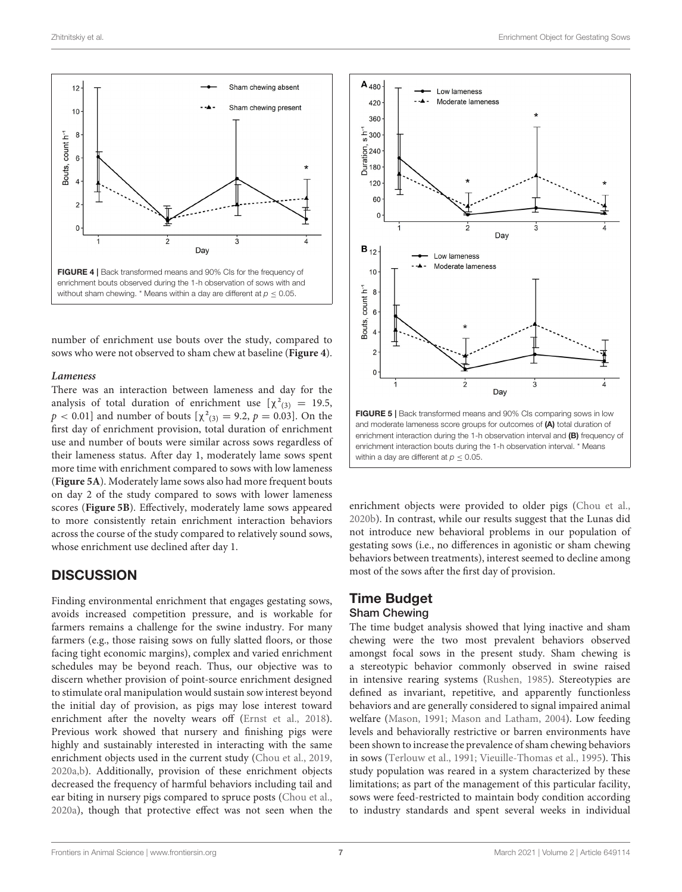FIGURE 4 | Back transformed means and 90% CIs for the frequency of enrichment bouts observed during the 1-h observation of sows with and without sham chewing. * Means within a day are different at $p \leq 0.05$.

number of enrichment use bouts over the study, compared to sows who were not observed to sham chew at baseline (**Figure 4**).

#### *Lameness*

There was an interaction between lameness and day for the analysis of total duration of enrichment use [$\chi^2_{(3)} = 19.5$, $p < 0.01$] and number of bouts [$\chi^2_{(3)} = 9.2$, $p = 0.03$]. On the first day of enrichment provision, total duration of enrichment use and number of bouts were similar across sows regardless of their lameness status. After day 1, moderately lame sows spent more time with enrichment compared to sows with low lameness (**Figure 5A**). Moderately lame sows also had more frequent bouts on day 2 of the study compared to sows with lower lameness scores (**Figure 5B**). Effectively, moderately lame sows appeared to more consistently retain enrichment interaction behaviors across the course of the study compared to relatively sound sows, whose enrichment use declined after day 1.

FIGURE 5 | Back transformed means and 90% CIs comparing sows in low and moderate lameness score groups for outcomes of **(A)** total duration of enrichment interaction during the 1-h observation interval and **(B)** frequency of enrichment interaction bouts during the 1-h observation interval. * Means within a day are different at $p \leq 0.05$.

## DISCUSSION

Finding environmental enrichment that engages gestating sows, avoids increased competition pressure, and is workable for farmers remains a challenge for the swine industry. For many farmers (e.g., those raising sows on fully slatted floors, or those facing tight economic margins), complex and varied enrichment schedules may be beyond reach. Thus, our objective was to discern whether provision of point-source enrichment designed to stimulate oral manipulation would sustain sow interest beyond the initial day of provision, as pigs may lose interest toward enrichment after the novelty wears off (Ernst et al., 2018). Previous work showed that nursery and finishing pigs were highly and sustainably interested in interacting with the same enrichment objects used in the current study (Chou et al., 2019, 2020a,b). Additionally, provision of these enrichment objects decreased the frequency of harmful behaviors including tail and ear biting in nursery pigs compared to spruce posts (Chou et al., 2020a), though that protective effect was not seen when the enrichment objects were provided to older pigs (Chou et al., 2020b). In contrast, while our results suggest that the Lunas did not introduce new behavioral problems in our population of gestating sows (i.e., no differences in agonistic or sham chewing behaviors between treatments), interest seemed to decline among most of the sows after the first day of provision.

## Time Budget

### Sham Chewing

The time budget analysis showed that lying inactive and sham chewing were the two most prevalent behaviors observed amongst focal sows in the present study. Sham chewing is a stereotypic behavior commonly observed in swine raised in intensive rearing systems (Rushen, 1985). Stereotypies are defined as invariant, repetitive, and apparently functionless behaviors and are generally considered to signal impaired animal welfare (Mason, 1991; Mason and Latham, 2004). Low feeding levels and behaviorally restrictive or barren environments have been shown to increase the prevalence of sham chewing behaviors in sows (Terlouw et al., 1991; Vieuille-Thomas et al., 1995). This study population was reared in a system characterized by these limitations; as part of the management of this particular facility, sows were feed-restricted to maintain body condition according to industry standards and spent several weeks in individual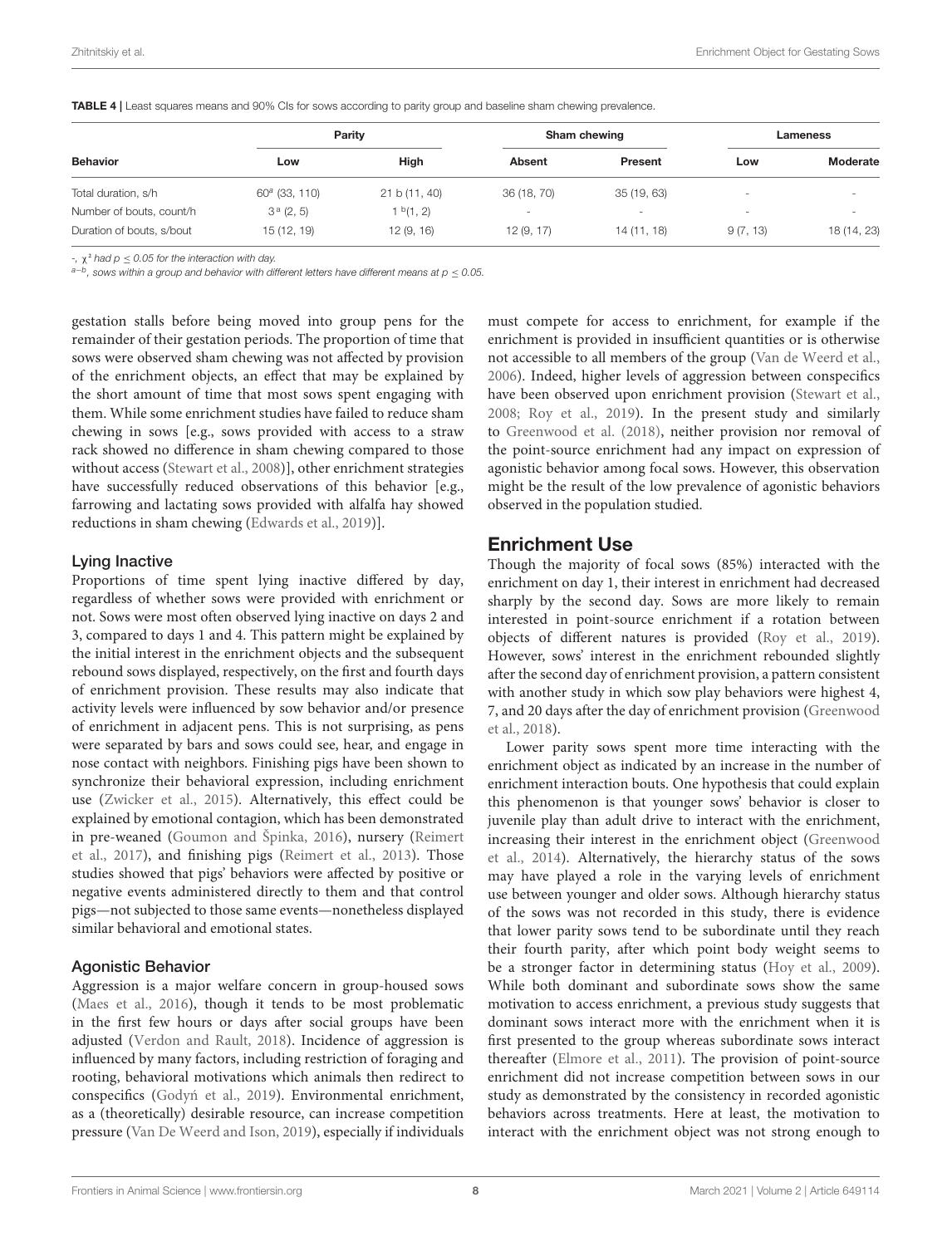**TABLE 4 |** Least squares means and 90% CIs for sows according to parity group and baseline sham chewing prevalence.

| Behavior | Parity | | Sham chewing | | Lameness | |
|---|---|---|---|---|---|---|
| | Low | High | Absent | Present | Low | Moderate |
| Total duration, s/h | 60[a] (33, 110) | 21 b (11, 40) | 36 (18, 70) | 35 (19, 63) | - | - |
| Number of bouts, count/h | 3[a] (2, 5) | 1[b](1, 2) | - | - | - | - |
| Duration of bouts, s/bout | 15 (12, 19) | 12 (9, 16) | 12 (9, 17) | 14 (11, 18) | 9 (7, 13) | 18 (14, 23) |

*-, $\chi^2$ had $p \leq 0.05$ for the interaction with day.*
*[a–b], sows within a group and behavior with different letters have different means at $p \leq 0.05$.*

gestation stalls before being moved into group pens for the remainder of their gestation periods. The proportion of time that sows were observed sham chewing was not affected by provision of the enrichment objects, an effect that may be explained by the short amount of time that most sows spent engaging with them. While some enrichment studies have failed to reduce sham chewing in sows [e.g., sows provided with access to a straw rack showed no difference in sham chewing compared to those without access (Stewart et al., 2008)], other enrichment strategies have successfully reduced observations of this behavior [e.g., farrowing and lactating sows provided with alfalfa hay showed reductions in sham chewing (Edwards et al., 2019)].

### Lying Inactive

Proportions of time spent lying inactive differed by day, regardless of whether sows were provided with enrichment or not. Sows were most often observed lying inactive on days 2 and 3, compared to days 1 and 4. This pattern might be explained by the initial interest in the enrichment objects and the subsequent rebound sows displayed, respectively, on the first and fourth days of enrichment provision. These results may also indicate that activity levels were influenced by sow behavior and/or presence of enrichment in adjacent pens. This is not surprising, as pens were separated by bars and sows could see, hear, and engage in nose contact with neighbors. Finishing pigs have been shown to synchronize their behavioral expression, including enrichment use (Zwicker et al., 2015). Alternatively, this effect could be explained by emotional contagion, which has been demonstrated in pre-weaned (Goumon and Špinka, 2016), nursery (Reimert et al., 2017), and finishing pigs (Reimert et al., 2013). Those studies showed that pigs' behaviors were affected by positive or negative events administered directly to them and that control pigs—not subjected to those same events—nonetheless displayed similar behavioral and emotional states.

### Agonistic Behavior

Aggression is a major welfare concern in group-housed sows (Maes et al., 2016), though it tends to be most problematic in the first few hours or days after social groups have been adjusted (Verdon and Rault, 2018). Incidence of aggression is influenced by many factors, including restriction of foraging and rooting, behavioral motivations which animals then redirect to conspecifics (Godyń et al., 2019). Environmental enrichment, as a (theoretically) desirable resource, can increase competition pressure (Van De Weerd and Ison, 2019), especially if individuals must compete for access to enrichment, for example if the enrichment is provided in insufficient quantities or is otherwise not accessible to all members of the group (Van de Weerd et al., 2006). Indeed, higher levels of aggression between conspecifics have been observed upon enrichment provision (Stewart et al., 2008; Roy et al., 2019). In the present study and similarly to Greenwood et al. (2018), neither provision nor removal of the point-source enrichment had any impact on expression of agonistic behavior among focal sows. However, this observation might be the result of the low prevalence of agonistic behaviors observed in the population studied.

## Enrichment Use

Though the majority of focal sows (85%) interacted with the enrichment on day 1, their interest in enrichment had decreased sharply by the second day. Sows are more likely to remain interested in point-source enrichment if a rotation between objects of different natures is provided (Roy et al., 2019). However, sows' interest in the enrichment rebounded slightly after the second day of enrichment provision, a pattern consistent with another study in which sow play behaviors were highest 4, 7, and 20 days after the day of enrichment provision (Greenwood et al., 2018).

Lower parity sows spent more time interacting with the enrichment object as indicated by an increase in the number of enrichment interaction bouts. One hypothesis that could explain this phenomenon is that younger sows' behavior is closer to juvenile play than adult drive to interact with the enrichment, increasing their interest in the enrichment object (Greenwood et al., 2014). Alternatively, the hierarchy status of the sows may have played a role in the varying levels of enrichment use between younger and older sows. Although hierarchy status of the sows was not recorded in this study, there is evidence that lower parity sows tend to be subordinate until they reach their fourth parity, after which point body weight seems to be a stronger factor in determining status (Hoy et al., 2009). While both dominant and subordinate sows show the same motivation to access enrichment, a previous study suggests that dominant sows interact more with the enrichment when it is first presented to the group whereas subordinate sows interact thereafter (Elmore et al., 2011). The provision of point-source enrichment did not increase competition between sows in our study as demonstrated by the consistency in recorded agonistic behaviors across treatments. Here at least, the motivation to interact with the enrichment object was not strong enough to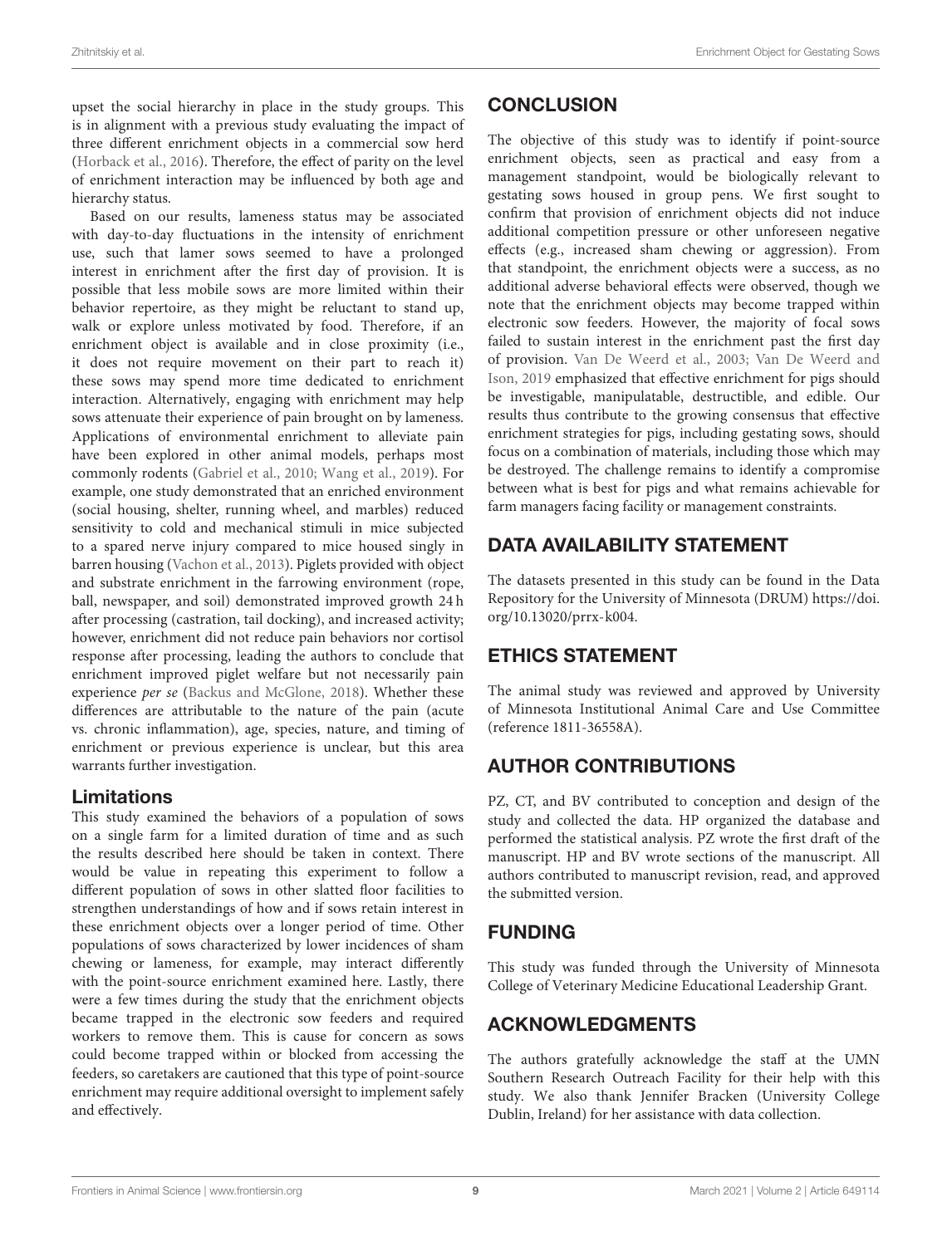upset the social hierarchy in place in the study groups. This is in alignment with a previous study evaluating the impact of three different enrichment objects in a commercial sow herd (Horback et al., 2016). Therefore, the effect of parity on the level of enrichment interaction may be influenced by both age and hierarchy status.

Based on our results, lameness status may be associated with day-to-day fluctuations in the intensity of enrichment use, such that lamer sows seemed to have a prolonged interest in enrichment after the first day of provision. It is possible that less mobile sows are more limited within their behavior repertoire, as they might be reluctant to stand up, walk or explore unless motivated by food. Therefore, if an enrichment object is available and in close proximity (i.e., it does not require movement on their part to reach it) these sows may spend more time dedicated to enrichment interaction. Alternatively, engaging with enrichment may help sows attenuate their experience of pain brought on by lameness. Applications of environmental enrichment to alleviate pain have been explored in other animal models, perhaps most commonly rodents (Gabriel et al., 2010; Wang et al., 2019). For example, one study demonstrated that an enriched environment (social housing, shelter, running wheel, and marbles) reduced sensitivity to cold and mechanical stimuli in mice subjected to a spared nerve injury compared to mice housed singly in barren housing (Vachon et al., 2013). Piglets provided with object and substrate enrichment in the farrowing environment (rope, ball, newspaper, and soil) demonstrated improved growth 24 h after processing (castration, tail docking), and increased activity; however, enrichment did not reduce pain behaviors nor cortisol response after processing, leading the authors to conclude that enrichment improved piglet welfare but not necessarily pain experience *per se* (Backus and McGlone, 2018). Whether these differences are attributable to the nature of the pain (acute vs. chronic inflammation), age, species, nature, and timing of enrichment or previous experience is unclear, but this area warrants further investigation.

### Limitations

This study examined the behaviors of a population of sows on a single farm for a limited duration of time and as such the results described here should be taken in context. There would be value in repeating this experiment to follow a different population of sows in other slatted floor facilities to strengthen understandings of how and if sows retain interest in these enrichment objects over a longer period of time. Other populations of sows characterized by lower incidences of sham chewing or lameness, for example, may interact differently with the point-source enrichment examined here. Lastly, there were a few times during the study that the enrichment objects became trapped in the electronic sow feeders and required workers to remove them. This is cause for concern as sows could become trapped within or blocked from accessing the feeders, so caretakers are cautioned that this type of point-source enrichment may require additional oversight to implement safely and effectively.

## CONCLUSION

The objective of this study was to identify if point-source enrichment objects, seen as practical and easy from a management standpoint, would be biologically relevant to gestating sows housed in group pens. We first sought to confirm that provision of enrichment objects did not induce additional competition pressure or other unforeseen negative effects (e.g., increased sham chewing or aggression). From that standpoint, the enrichment objects were a success, as no additional adverse behavioral effects were observed, though we note that the enrichment objects may become trapped within electronic sow feeders. However, the majority of focal sows failed to sustain interest in the enrichment past the first day of provision. Van De Weerd et al., 2003; Van De Weerd and Ison, 2019 emphasized that effective enrichment for pigs should be investigable, manipulatable, destructible, and edible. Our results thus contribute to the growing consensus that effective enrichment strategies for pigs, including gestating sows, should focus on a combination of materials, including those which may be destroyed. The challenge remains to identify a compromise between what is best for pigs and what remains achievable for farm managers facing facility or management constraints.

## DATA AVAILABILITY STATEMENT

The datasets presented in this study can be found in the Data Repository for the University of Minnesota (DRUM) https://doi.org/10.13020/prrx-k004.

## ETHICS STATEMENT

The animal study was reviewed and approved by University of Minnesota Institutional Animal Care and Use Committee (reference 1811-36558A).

## AUTHOR CONTRIBUTIONS

PZ, CT, and BV contributed to conception and design of the study and collected the data. HP organized the database and performed the statistical analysis. PZ wrote the first draft of the manuscript. HP and BV wrote sections of the manuscript. All authors contributed to manuscript revision, read, and approved the submitted version.

## FUNDING

This study was funded through the University of Minnesota College of Veterinary Medicine Educational Leadership Grant.

## ACKNOWLEDGMENTS

The authors gratefully acknowledge the staff at the UMN Southern Research Outreach Facility for their help with this study. We also thank Jennifer Bracken (University College Dublin, Ireland) for her assistance with data collection.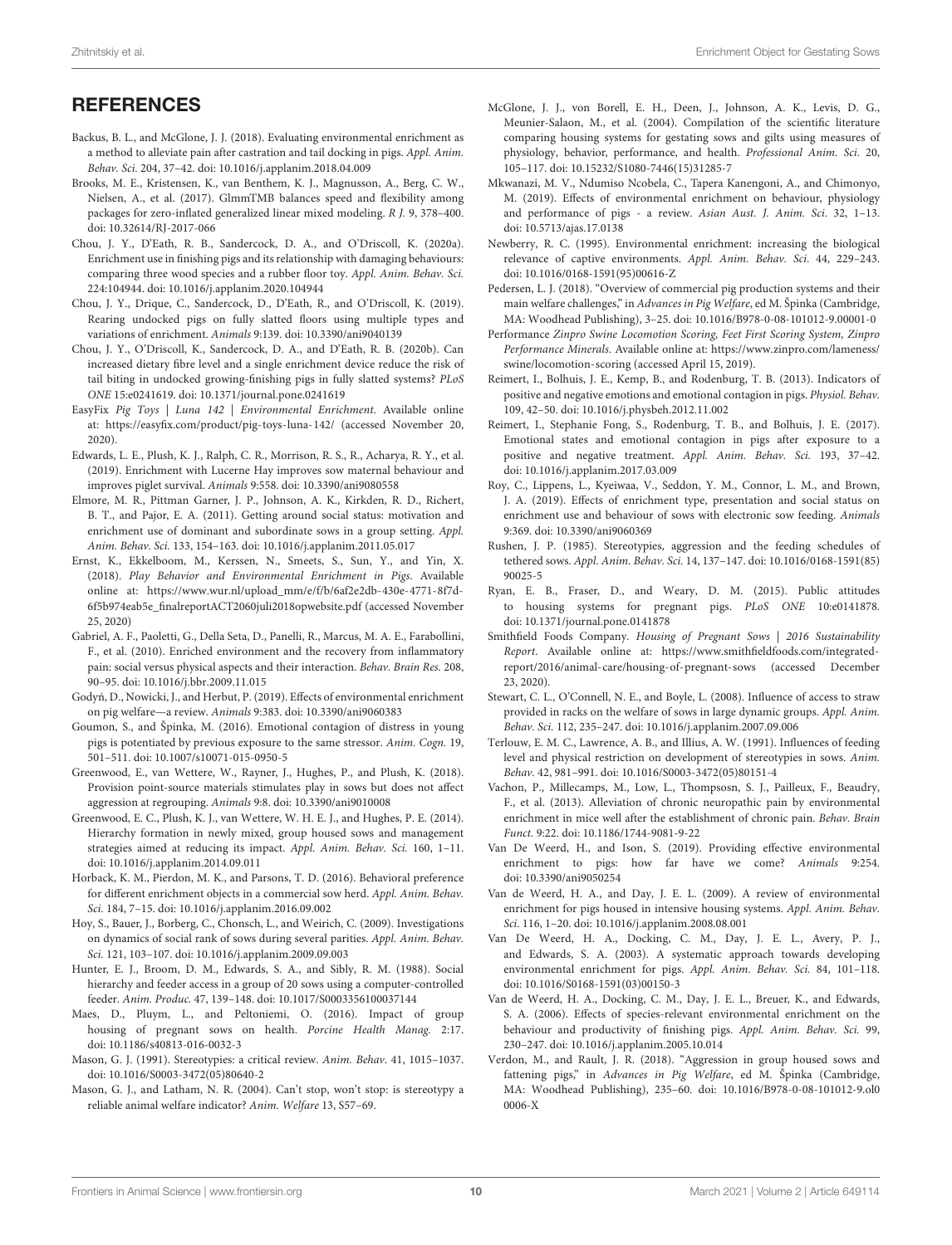## REFERENCES

Backus, B. L., and McGlone, J. J. (2018). Evaluating environmental enrichment as a method to alleviate pain after castration and tail docking in pigs. *Appl. Anim. Behav. Sci.* 204, 37–42. doi: 10.1016/j.applanim.2018.04.009

Brooks, M. E., Kristensen, K., van Benthem, K. J., Magnusson, A., Berg, C. W., Nielsen, A., et al. (2017). GlmmTMB balances speed and flexibility among packages for zero-inflated generalized linear mixed modeling. *R J.* 9, 378–400. doi: 10.32614/RJ-2017-066

Chou, J. Y., D'Eath, R. B., Sandercock, D. A., and O'Driscoll, K. (2020a). Enrichment use in finishing pigs and its relationship with damaging behaviours: comparing three wood species and a rubber floor toy. *Appl. Anim. Behav. Sci.* 224:104944. doi: 10.1016/j.applanim.2020.104944

Chou, J. Y., Drique, C., Sandercock, D., D'Eath, R., and O'Driscoll, K. (2019). Rearing undocked pigs on fully slatted floors using multiple types and variations of enrichment. *Animals* 9:139. doi: 10.3390/ani9040139

Chou, J. Y., O'Driscoll, K., Sandercock, D. A., and D'Eath, R. B. (2020b). Can increased dietary fibre level and a single enrichment device reduce the risk of tail biting in undocked growing-finishing pigs in fully slatted systems? *PLoS ONE* 15:e0241619. doi: 10.1371/journal.pone.0241619

EasyFix *Pig Toys | Luna 142 | Environmental Enrichment*. Available online at: https://easyfix.com/product/pig-toys-luna-142/ (accessed November 20, 2020).

Edwards, L. E., Plush, K. J., Ralph, C. R., Morrison, R. S., R., Acharya, R. Y., et al. (2019). Enrichment with Lucerne Hay improves sow maternal behaviour and improves piglet survival. *Animals* 9:558. doi: 10.3390/ani9080558

Elmore, M. R., Pittman Garner, J. P., Johnson, A. K., Kirkden, R. D., Richert, B. T., and Pajor, E. A. (2011). Getting around social status: motivation and enrichment use of dominant and subordinate sows in a group setting. *Appl. Anim. Behav. Sci.* 133, 154–163. doi: 10.1016/j.applanim.2011.05.017

Ernst, K., Ekkelboom, M., Kerssen, N., Smeets, S., Sun, Y., and Yin, X. (2018). *Play Behavior and Environmental Enrichment in Pigs*. Available online at: https://www.wur.nl/upload_mm/e/f/b/6af2e2db-430e-4771-8f7d-6f5b974eab5e_finalreportACT2060juli2018opwebsite.pdf (accessed November 25, 2020)

Gabriel, A. F., Paoletti, G., Della Seta, D., Panelli, R., Marcus, M. A. E., Farabollini, F., et al. (2010). Enriched environment and the recovery from inflammatory pain: social versus physical aspects and their interaction. *Behav. Brain Res.* 208, 90–95. doi: 10.1016/j.bbr.2009.11.015

Godyń, D., Nowicki, J., and Herbut, P. (2019). Effects of environmental enrichment on pig welfare—a review. *Animals* 9:383. doi: 10.3390/ani9060383

Goumon, S., and Špinka, M. (2016). Emotional contagion of distress in young pigs is potentiated by previous exposure to the same stressor. *Anim. Cogn.* 19, 501–511. doi: 10.1007/s10071-015-0950-5

Greenwood, E., van Wettere, W., Rayner, J., Hughes, P., and Plush, K. (2018). Provision point-source materials stimulates play in sows but does not affect aggression at regrouping. *Animals* 9:8. doi: 10.3390/ani9010008

Greenwood, E. C., Plush, K. J., van Wettere, W. H. E. J., and Hughes, P. E. (2014). Hierarchy formation in newly mixed, group housed sows and management strategies aimed at reducing its impact. *Appl. Anim. Behav. Sci.* 160, 1–11. doi: 10.1016/j.applanim.2014.09.011

Horback, K. M., Pierdon, M. K., and Parsons, T. D. (2016). Behavioral preference for different enrichment objects in a commercial sow herd. *Appl. Anim. Behav. Sci.* 184, 7–15. doi: 10.1016/j.applanim.2016.09.002

Hoy, S., Bauer, J., Borberg, C., Chonsch, L., and Weirich, C. (2009). Investigations on dynamics of social rank of sows during several parities. *Appl. Anim. Behav. Sci.* 121, 103–107. doi: 10.1016/j.applanim.2009.09.003

Hunter, E. J., Broom, D. M., Edwards, S. A., and Sibly, R. M. (1988). Social hierarchy and feeder access in a group of 20 sows using a computer-controlled feeder. *Anim. Produc.* 47, 139–148. doi: 10.1017/S0003356100037144

Maes, D., Pluym, L., and Peltoniemi, O. (2016). Impact of group housing of pregnant sows on health. *Porcine Health Manag.* 2:17. doi: 10.1186/s40813-016-0032-3

Mason, G. J. (1991). Stereotypies: a critical review. *Anim. Behav*. 41, 1015–1037. doi: 10.1016/S0003-3472(05)80640-2

Mason, G. J., and Latham, N. R. (2004). Can't stop, won't stop: is stereotypy a reliable animal welfare indicator? *Anim. Welfare* 13, S57–69.

McGlone, J. J., von Borell, E. H., Deen, J., Johnson, A. K., Levis, D. G., Meunier-Salaon, M., et al. (2004). Compilation of the scientific literature comparing housing systems for gestating sows and gilts using measures of physiology, behavior, performance, and health. *Professional Anim. Sci.* 20, 105–117. doi: 10.15232/S1080-7446(15)31285-7

Mkwanazi, M. V., Ndumiso Ncobela, C., Tapera Kanengoni, A., and Chimonyo, M. (2019). Effects of environmental enrichment on behaviour, physiology and performance of pigs - a review. *Asian Aust. J. Anim. Sci.* 32, 1–13. doi: 10.5713/ajas.17.0138

Newberry, R. C. (1995). Environmental enrichment: increasing the biological relevance of captive environments. *Appl. Anim. Behav. Sci*. 44, 229–243. doi: 10.1016/0168-1591(95)00616-Z

Pedersen, L. J. (2018). "Overview of commercial pig production systems and their main welfare challenges," in *Advances in Pig Welfare*, ed M. Špinka (Cambridge, MA: Woodhead Publishing), 3–25. doi: 10.1016/B978-0-08-101012-9.00001-0

Performance *Zinpro Swine Locomotion Scoring, Feet First Scoring System, Zinpro Performance Minerals*. Available online at: https://www.zinpro.com/lameness/swine/locomotion-scoring (accessed April 15, 2019).

Reimert, I., Bolhuis, J. E., Kemp, B., and Rodenburg, T. B. (2013). Indicators of positive and negative emotions and emotional contagion in pigs. *Physiol. Behav.* 109, 42–50. doi: 10.1016/j.physbeh.2012.11.002

Reimert, I., Stephanie Fong, S., Rodenburg, T. B., and Bolhuis, J. E. (2017). Emotional states and emotional contagion in pigs after exposure to a positive and negative treatment. *Appl. Anim. Behav. Sci.* 193, 37–42. doi: 10.1016/j.applanim.2017.03.009

Roy, C., Lippens, L., Kyeiwaa, V., Seddon, Y. M., Connor, L. M., and Brown, J. A. (2019). Effects of enrichment type, presentation and social status on enrichment use and behaviour of sows with electronic sow feeding. *Animals* 9:369. doi: 10.3390/ani9060369

Rushen, J. P. (1985). Stereotypies, aggression and the feeding schedules of tethered sows. *Appl. Anim. Behav. Sci.* 14, 137–147. doi: 10.1016/0168-1591(85)90025-5

Ryan, E. B., Fraser, D., and Weary, D. M. (2015). Public attitudes to housing systems for pregnant pigs. *PLoS ONE* 10:e0141878. doi: 10.1371/journal.pone.0141878

Smithfield Foods Company. *Housing of Pregnant Sows | 2016 Sustainability Report*. Available online at: https://www.smithfieldfoods.com/integrated-report/2016/animal-care/housing-of-pregnant-sows (accessed December 23, 2020).

Stewart, C. L., O'Connell, N. E., and Boyle, L. (2008). Influence of access to straw provided in racks on the welfare of sows in large dynamic groups. *Appl. Anim. Behav. Sci.* 112, 235–247. doi: 10.1016/j.applanim.2007.09.006

Terlouw, E. M. C., Lawrence, A. B., and Illius, A. W. (1991). Influences of feeding level and physical restriction on development of stereotypies in sows. *Anim. Behav.* 42, 981–991. doi: 10.1016/S0003-3472(05)80151-4

Vachon, P., Millecamps, M., Low, L., Thompsosn, S. J., Pailleux, F., Beaudry, F., et al. (2013). Alleviation of chronic neuropathic pain by environmental enrichment in mice well after the establishment of chronic pain. *Behav. Brain Funct.* 9:22. doi: 10.1186/1744-9081-9-22

Van De Weerd, H., and Ison, S. (2019). Providing effective environmental enrichment to pigs: how far have we come? *Animals* 9:254. doi: 10.3390/ani9050254

Van de Weerd, H. A., and Day, J. E. L. (2009). A review of environmental enrichment for pigs housed in intensive housing systems. *Appl. Anim. Behav. Sci.* 116, 1–20. doi: 10.1016/j.applanim.2008.08.001

Van De Weerd, H. A., Docking, C. M., Day, J. E. L., Avery, P. J., and Edwards, S. A. (2003). A systematic approach towards developing environmental enrichment for pigs. *Appl. Anim. Behav. Sci.* 84, 101–118. doi: 10.1016/S0168-1591(03)00150-3

Van de Weerd, H. A., Docking, C. M., Day, J. E. L., Breuer, K., and Edwards, S. A. (2006). Effects of species-relevant environmental enrichment on the behaviour and productivity of finishing pigs. *Appl. Anim. Behav. Sci.* 99, 230–247. doi: 10.1016/j.applanim.2005.10.014

Verdon, M., and Rault, J. R. (2018). "Aggression in group housed sows and fattening pigs," in *Advances in Pig Welfare*, ed. M. Špinka (Cambridge, MA: Woodhead Publishing), 235–60. doi: 10.1016/B978-0-08-101012-9.ol00006-X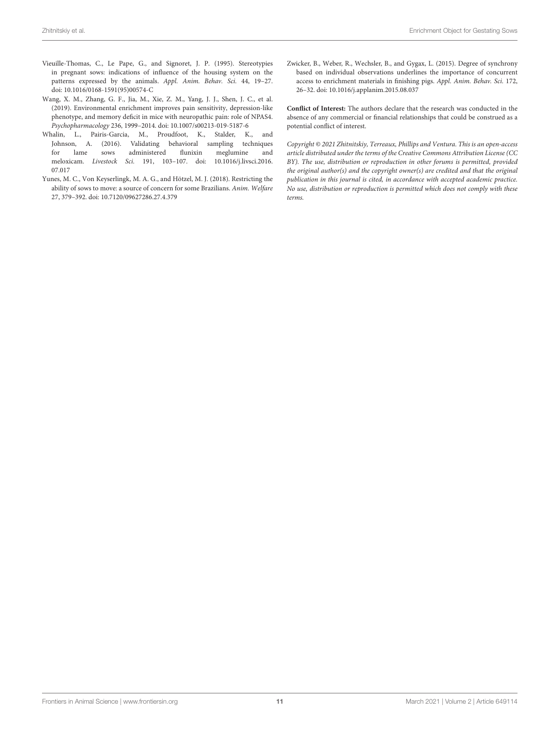Vieuille-Thomas, C., Le Pape, G., and Signoret, J. P. (1995). Stereotypies in pregnant sows: indications of influence of the housing system on the patterns expressed by the animals. *Appl. Anim. Behav. Sci.* 44, 19–27. doi: 10.1016/0168-1591(95)00574-C

Wang, X. M., Zhang, G. F., Jia, M., Xie, Z. M., Yang, J. J., Shen, J. C., et al. (2019). Environmental enrichment improves pain sensitivity, depression-like phenotype, and memory deficit in mice with neuropathic pain: role of NPAS4. *Psychopharmacology* 236, 1999–2014. doi: 10.1007/s00213-019-5187-6

Whalin, L., Pairis-Garcia, M., Proudfoot, K., Stalder, K., and Johnson, A. (2016). Validating behavioral sampling techniques for lame sows administered flunixin meglumine and meloxicam. *Livestock Sci.* 191, 103–107. doi: 10.1016/j.livsci.2016.07.017

Yunes, M. C., Von Keyserlingk, M. A. G., and Hötzel, M. J. (2018). Restricting the ability of sows to move: a source of concern for some Brazilians. *Anim. Welfare* 27, 379–392. doi: 10.7120/09627286.27.4.379

Zwicker, B., Weber, R., Wechsler, B., and Gygax, L. (2015). Degree of synchrony based on individual observations underlines the importance of concurrent access to enrichment materials in finishing pigs. *Appl. Anim. Behav. Sci.* 172, 26–32. doi: 10.1016/j.applanim.2015.08.037

**Conflict of Interest:** The authors declare that the research was conducted in the absence of any commercial or financial relationships that could be construed as a potential conflict of interest.

*Copyright © 2021 Zhitnitskiy, Terreaux, Phillips and Ventura. This is an open-access article distributed under the terms of the Creative Commons Attribution License (CC BY). The use, distribution or reproduction in other forums is permitted, provided the original author(s) and the copyright owner(s) are credited and that the original publication in this journal is cited, in accordance with accepted academic practice. No use, distribution or reproduction is permitted which does not comply with these terms.*